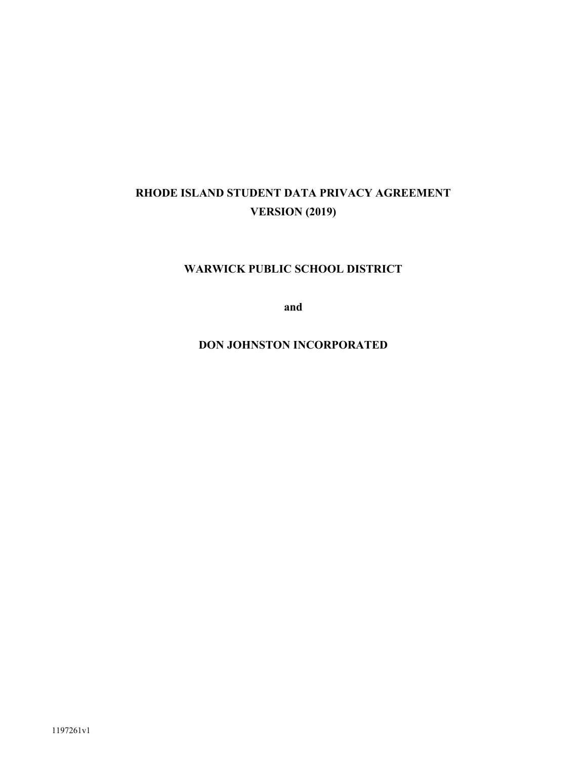# RHODE ISLAND STUDENT DATA PRIVACY AGREEMENT
# VERSION (2019)

## WARWICK PUBLIC SCHOOL DISTRICT

**and**

## DON JOHNSTON INCORPORATED

1197261v1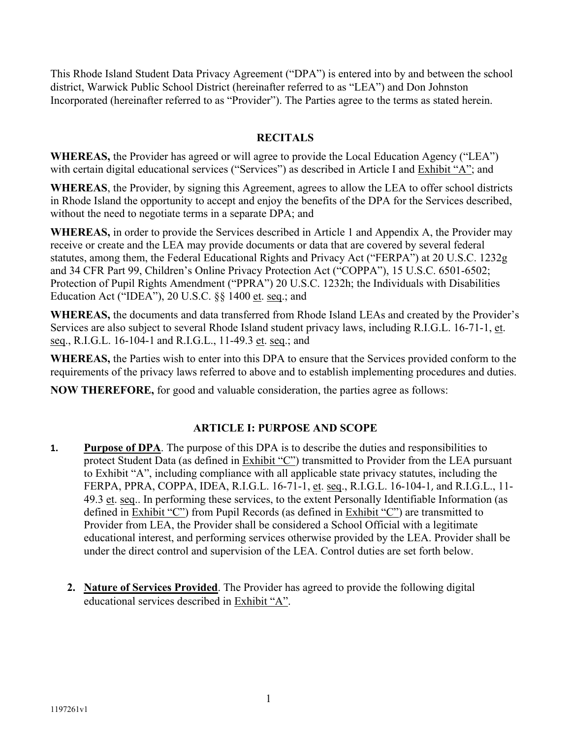This Rhode Island Student Data Privacy Agreement ("DPA") is entered into by and between the school district, Warwick Public School District (hereinafter referred to as "LEA") and Don Johnston Incorporated (hereinafter referred to as "Provider"). The Parties agree to the terms as stated herein.

## RECITALS

**WHEREAS,** the Provider has agreed or will agree to provide the Local Education Agency ("LEA") with certain digital educational services ("Services") as described in Article I and Exhibit "A"; and

**WHEREAS**, the Provider, by signing this Agreement, agrees to allow the LEA to offer school districts in Rhode Island the opportunity to accept and enjoy the benefits of the DPA for the Services described, without the need to negotiate terms in a separate DPA; and

**WHEREAS,** in order to provide the Services described in Article 1 and Appendix A, the Provider may receive or create and the LEA may provide documents or data that are covered by several federal statutes, among them, the Federal Educational Rights and Privacy Act ("FERPA") at 20 U.S.C. 1232g and 34 CFR Part 99, Children's Online Privacy Protection Act ("COPPA"), 15 U.S.C. 6501-6502; Protection of Pupil Rights Amendment ("PPRA") 20 U.S.C. 1232h; the Individuals with Disabilities Education Act ("IDEA"), 20 U.S.C. §§ 1400 et. seq.; and

**WHEREAS,** the documents and data transferred from Rhode Island LEAs and created by the Provider's Services are also subject to several Rhode Island student privacy laws, including R.I.G.L. 16-71-1, et. seq., R.I.G.L. 16-104-1 and R.I.G.L., 11-49.3 et. seq.; and

**WHEREAS,** the Parties wish to enter into this DPA to ensure that the Services provided conform to the requirements of the privacy laws referred to above and to establish implementing procedures and duties.

**NOW THEREFORE,** for good and valuable consideration, the parties agree as follows:

## ARTICLE I: PURPOSE AND SCOPE

1. **Purpose of DPA**. The purpose of this DPA is to describe the duties and responsibilities to protect Student Data (as defined in Exhibit "C") transmitted to Provider from the LEA pursuant to Exhibit "A", including compliance with all applicable state privacy statutes, including the FERPA, PPRA, COPPA, IDEA, R.I.G.L. 16-71-1, et. seq., R.I.G.L. 16-104-1, and R.I.G.L., 11-49.3 et. seq.. In performing these services, to the extent Personally Identifiable Information (as defined in Exhibit "C") from Pupil Records (as defined in Exhibit "C") are transmitted to Provider from LEA, the Provider shall be considered a School Official with a legitimate educational interest, and performing services otherwise provided by the LEA. Provider shall be under the direct control and supervision of the LEA. Control duties are set forth below.

2. **Nature of Services Provided**. The Provider has agreed to provide the following digital educational services described in Exhibit "A".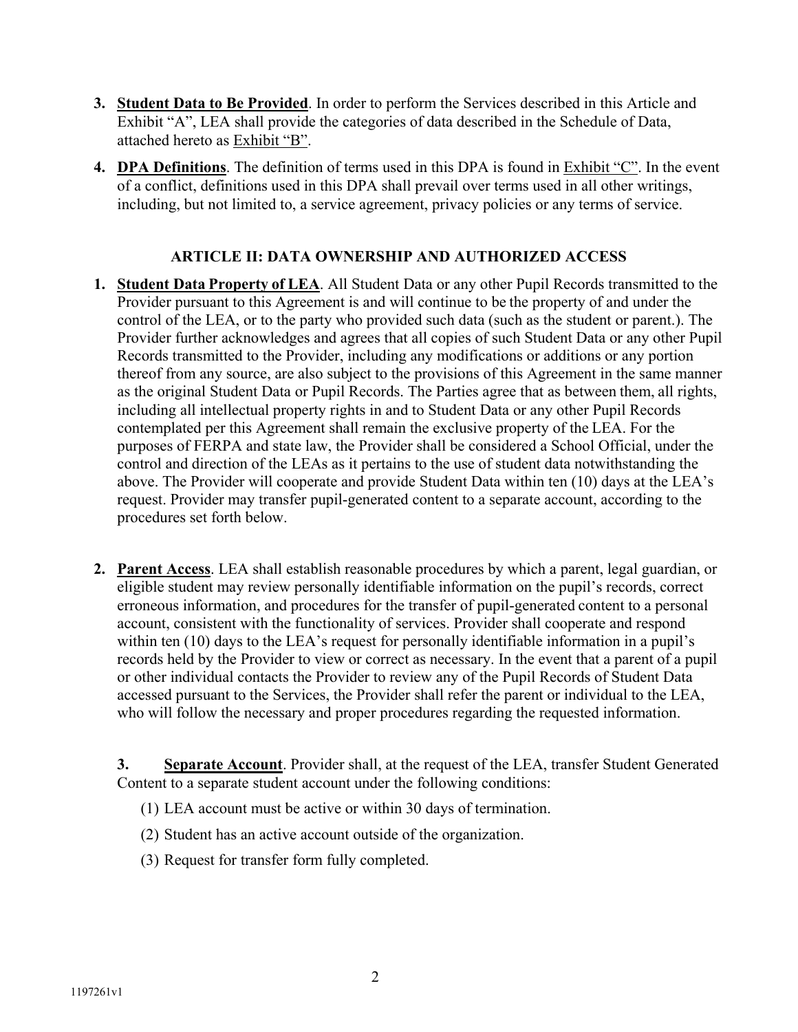3. **Student Data to Be Provided**. In order to perform the Services described in this Article and Exhibit "A", LEA shall provide the categories of data described in the Schedule of Data, attached hereto as Exhibit "B".

4. **DPA Definitions**. The definition of terms used in this DPA is found in Exhibit "C". In the event of a conflict, definitions used in this DPA shall prevail over terms used in all other writings, including, but not limited to, a service agreement, privacy policies or any terms of service.

## ARTICLE II: DATA OWNERSHIP AND AUTHORIZED ACCESS

1. **Student Data Property of LEA**. All Student Data or any other Pupil Records transmitted to the Provider pursuant to this Agreement is and will continue to be the property of and under the control of the LEA, or to the party who provided such data (such as the student or parent.). The Provider further acknowledges and agrees that all copies of such Student Data or any other Pupil Records transmitted to the Provider, including any modifications or additions or any portion thereof from any source, are also subject to the provisions of this Agreement in the same manner as the original Student Data or Pupil Records. The Parties agree that as between them, all rights, including all intellectual property rights in and to Student Data or any other Pupil Records contemplated per this Agreement shall remain the exclusive property of the LEA. For the purposes of FERPA and state law, the Provider shall be considered a School Official, under the control and direction of the LEAs as it pertains to the use of student data notwithstanding the above. The Provider will cooperate and provide Student Data within ten (10) days at the LEA's request. Provider may transfer pupil-generated content to a separate account, according to the procedures set forth below.

2. **Parent Access**. LEA shall establish reasonable procedures by which a parent, legal guardian, or eligible student may review personally identifiable information on the pupil's records, correct erroneous information, and procedures for the transfer of pupil-generated content to a personal account, consistent with the functionality of services. Provider shall cooperate and respond within ten (10) days to the LEA's request for personally identifiable information in a pupil's records held by the Provider to view or correct as necessary. In the event that a parent of a pupil or other individual contacts the Provider to review any of the Pupil Records of Student Data accessed pursuant to the Services, the Provider shall refer the parent or individual to the LEA, who will follow the necessary and proper procedures regarding the requested information.

3. **Separate Account**. Provider shall, at the request of the LEA, transfer Student Generated Content to a separate student account under the following conditions:

   (1) LEA account must be active or within 30 days of termination.

   (2) Student has an active account outside of the organization.

   (3) Request for transfer form fully completed.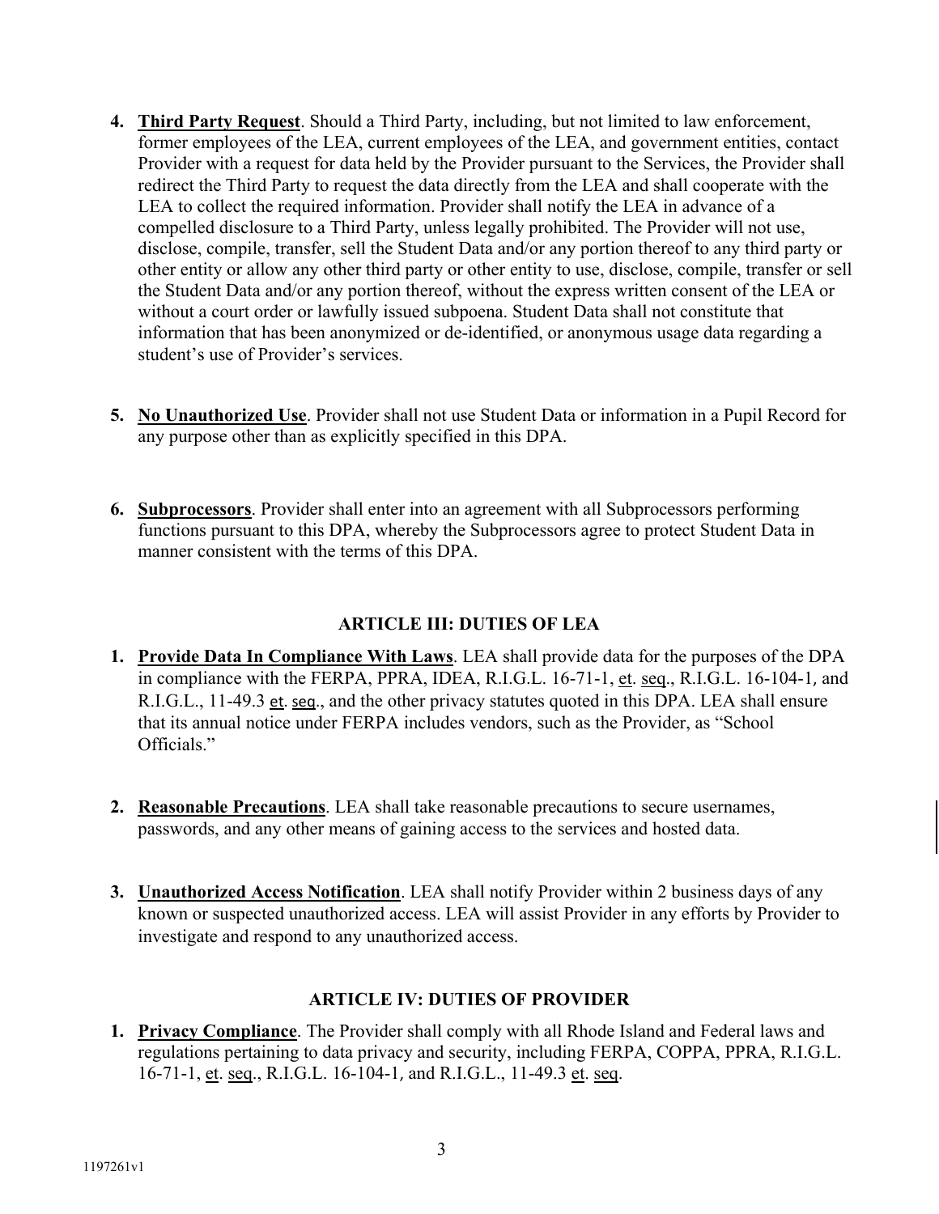4. **<u>Third Party Request</u>**. Should a Third Party, including, but not limited to law enforcement, former employees of the LEA, current employees of the LEA, and government entities, contact Provider with a request for data held by the Provider pursuant to the Services, the Provider shall redirect the Third Party to request the data directly from the LEA and shall cooperate with the LEA to collect the required information. Provider shall notify the LEA in advance of a compelled disclosure to a Third Party, unless legally prohibited. The Provider will not use, disclose, compile, transfer, sell the Student Data and/or any portion thereof to any third party or other entity or allow any other third party or other entity to use, disclose, compile, transfer or sell the Student Data and/or any portion thereof, without the express written consent of the LEA or without a court order or lawfully issued subpoena. Student Data shall not constitute that information that has been anonymized or de-identified, or anonymous usage data regarding a student's use of Provider's services.

5. **<u>No Unauthorized Use</u>**. Provider shall not use Student Data or information in a Pupil Record for any purpose other than as explicitly specified in this DPA.

6. **<u>Subprocessors</u>**. Provider shall enter into an agreement with all Subprocessors performing functions pursuant to this DPA, whereby the Subprocessors agree to protect Student Data in manner consistent with the terms of this DPA.

## ARTICLE III: DUTIES OF LEA

1. **<u>Provide Data In Compliance With Laws</u>**. LEA shall provide data for the purposes of the DPA in compliance with the FERPA, PPRA, IDEA, R.I.G.L. 16-71-1, <u>et</u>. <u>seq</u>., R.I.G.L. 16-104-1, and R.I.G.L., 11-49.3 <u>et</u>. <u>seq</u>., and the other privacy statutes quoted in this DPA. LEA shall ensure that its annual notice under FERPA includes vendors, such as the Provider, as "School Officials."

2. **<u>Reasonable Precautions</u>**. LEA shall take reasonable precautions to secure usernames, passwords, and any other means of gaining access to the services and hosted data.

3. **<u>Unauthorized Access Notification</u>**. LEA shall notify Provider within 2 business days of any known or suspected unauthorized access. LEA will assist Provider in any efforts by Provider to investigate and respond to any unauthorized access.

## ARTICLE IV: DUTIES OF PROVIDER

1. **<u>Privacy Compliance</u>**. The Provider shall comply with all Rhode Island and Federal laws and regulations pertaining to data privacy and security, including FERPA, COPPA, PPRA, R.I.G.L. 16-71-1, <u>et</u>. <u>seq</u>., R.I.G.L. 16-104-1, and R.I.G.L., 11-49.3 <u>et</u>. <u>seq</u>.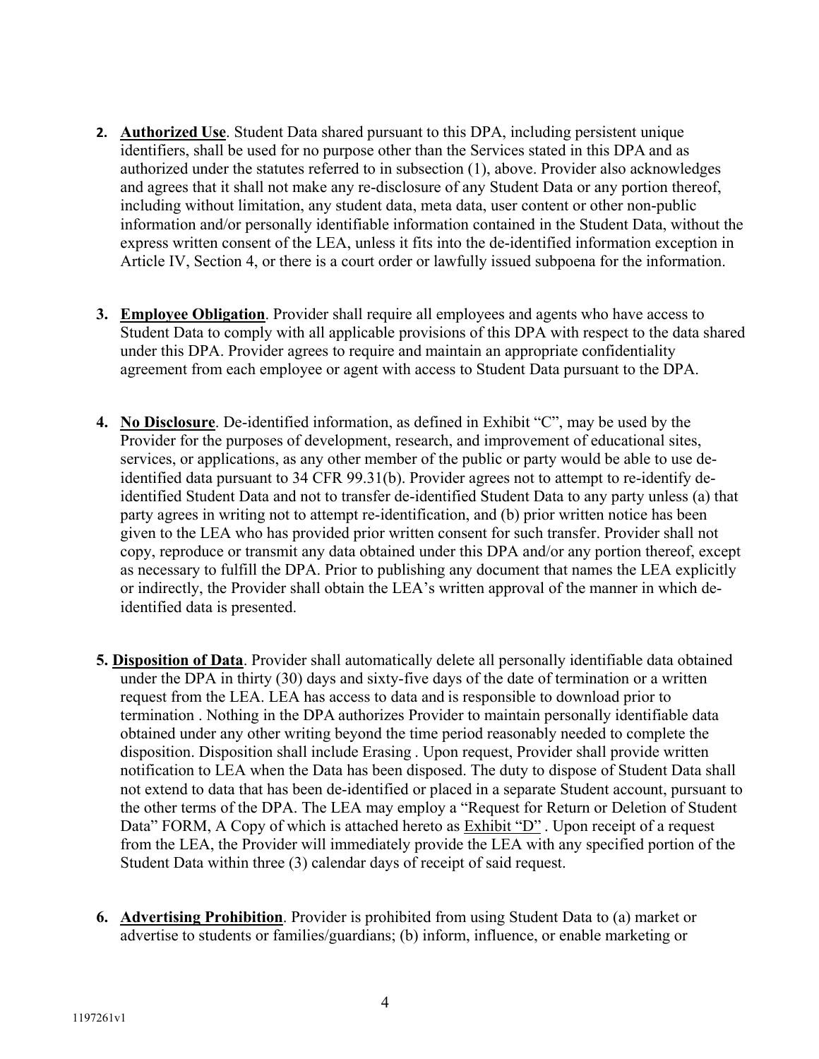2. **Authorized Use**. Student Data shared pursuant to this DPA, including persistent unique identifiers, shall be used for no purpose other than the Services stated in this DPA and as authorized under the statutes referred to in subsection (1), above. Provider also acknowledges and agrees that it shall not make any re-disclosure of any Student Data or any portion thereof, including without limitation, any student data, meta data, user content or other non-public information and/or personally identifiable information contained in the Student Data, without the express written consent of the LEA, unless it fits into the de-identified information exception in Article IV, Section 4, or there is a court order or lawfully issued subpoena for the information.

3. **Employee Obligation**. Provider shall require all employees and agents who have access to Student Data to comply with all applicable provisions of this DPA with respect to the data shared under this DPA. Provider agrees to require and maintain an appropriate confidentiality agreement from each employee or agent with access to Student Data pursuant to the DPA.

4. **No Disclosure**. De-identified information, as defined in Exhibit "C", may be used by the Provider for the purposes of development, research, and improvement of educational sites, services, or applications, as any other member of the public or party would be able to use de-identified data pursuant to 34 CFR 99.31(b). Provider agrees not to attempt to re-identify de-identified Student Data and not to transfer de-identified Student Data to any party unless (a) that party agrees in writing not to attempt re-identification, and (b) prior written notice has been given to the LEA who has provided prior written consent for such transfer. Provider shall not copy, reproduce or transmit any data obtained under this DPA and/or any portion thereof, except as necessary to fulfill the DPA. Prior to publishing any document that names the LEA explicitly or indirectly, the Provider shall obtain the LEA's written approval of the manner in which de-identified data is presented.

5. **Disposition of Data**. Provider shall automatically delete all personally identifiable data obtained under the DPA in thirty (30) days and sixty-five days of the date of termination or a written request from the LEA. LEA has access to data and is responsible to download prior to termination . Nothing in the DPA authorizes Provider to maintain personally identifiable data obtained under any other writing beyond the time period reasonably needed to complete the disposition. Disposition shall include Erasing . Upon request, Provider shall provide written notification to LEA when the Data has been disposed. The duty to dispose of Student Data shall not extend to data that has been de-identified or placed in a separate Student account, pursuant to the other terms of the DPA. The LEA may employ a "Request for Return or Deletion of Student Data" FORM, A Copy of which is attached hereto as Exhibit "D" . Upon receipt of a request from the LEA, the Provider will immediately provide the LEA with any specified portion of the Student Data within three (3) calendar days of receipt of said request.

6. **Advertising Prohibition**. Provider is prohibited from using Student Data to (a) market or advertise to students or families/guardians; (b) inform, influence, or enable marketing or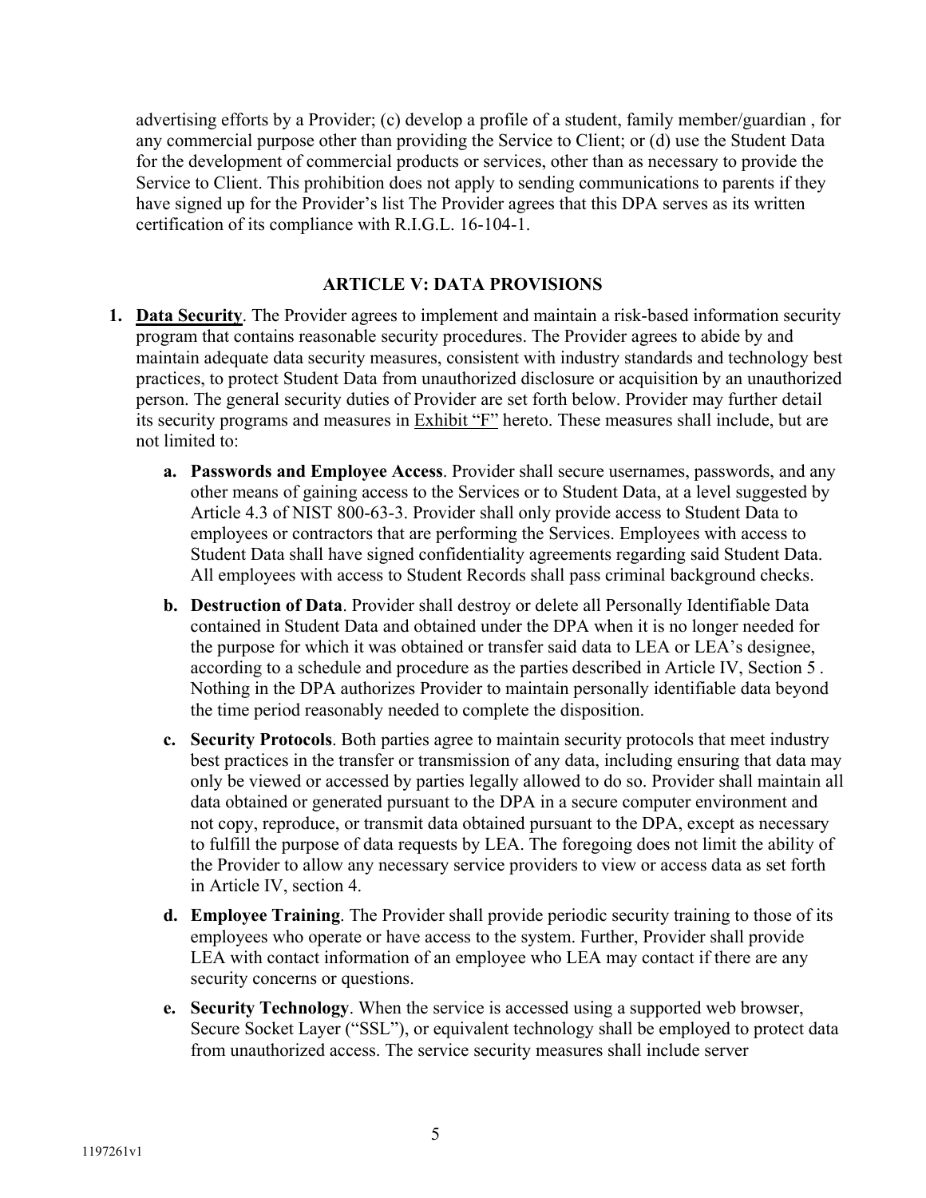advertising efforts by a Provider; (c) develop a profile of a student, family member/guardian , for any commercial purpose other than providing the Service to Client; or (d) use the Student Data for the development of commercial products or services, other than as necessary to provide the Service to Client. This prohibition does not apply to sending communications to parents if they have signed up for the Provider's list The Provider agrees that this DPA serves as its written certification of its compliance with R.I.G.L. 16-104-1.

## ARTICLE V: DATA PROVISIONS

1. **Data Security**. The Provider agrees to implement and maintain a risk-based information security program that contains reasonable security procedures. The Provider agrees to abide by and maintain adequate data security measures, consistent with industry standards and technology best practices, to protect Student Data from unauthorized disclosure or acquisition by an unauthorized person. The general security duties of Provider are set forth below. Provider may further detail its security programs and measures in Exhibit "F" hereto. These measures shall include, but are not limited to:

   a. **Passwords and Employee Access**. Provider shall secure usernames, passwords, and any other means of gaining access to the Services or to Student Data, at a level suggested by Article 4.3 of NIST 800-63-3. Provider shall only provide access to Student Data to employees or contractors that are performing the Services. Employees with access to Student Data shall have signed confidentiality agreements regarding said Student Data. All employees with access to Student Records shall pass criminal background checks.

   b. **Destruction of Data**. Provider shall destroy or delete all Personally Identifiable Data contained in Student Data and obtained under the DPA when it is no longer needed for the purpose for which it was obtained or transfer said data to LEA or LEA's designee, according to a schedule and procedure as the parties described in Article IV, Section 5 . Nothing in the DPA authorizes Provider to maintain personally identifiable data beyond the time period reasonably needed to complete the disposition.

   c. **Security Protocols**. Both parties agree to maintain security protocols that meet industry best practices in the transfer or transmission of any data, including ensuring that data may only be viewed or accessed by parties legally allowed to do so. Provider shall maintain all data obtained or generated pursuant to the DPA in a secure computer environment and not copy, reproduce, or transmit data obtained pursuant to the DPA, except as necessary to fulfill the purpose of data requests by LEA. The foregoing does not limit the ability of the Provider to allow any necessary service providers to view or access data as set forth in Article IV, section 4.

   d. **Employee Training**. The Provider shall provide periodic security training to those of its employees who operate or have access to the system. Further, Provider shall provide LEA with contact information of an employee who LEA may contact if there are any security concerns or questions.

   e. **Security Technology**. When the service is accessed using a supported web browser, Secure Socket Layer ("SSL"), or equivalent technology shall be employed to protect data from unauthorized access. The service security measures shall include server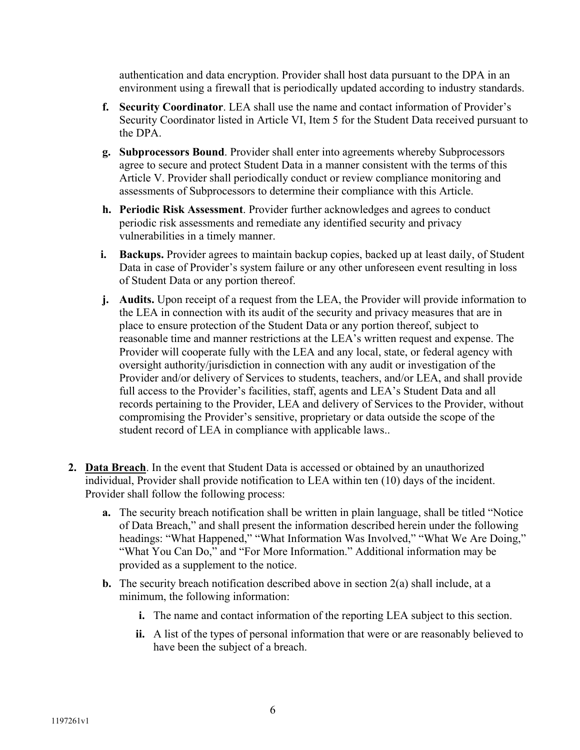authentication and data encryption. Provider shall host data pursuant to the DPA in an environment using a firewall that is periodically updated according to industry standards.

- **f. Security Coordinator**. LEA shall use the name and contact information of Provider's Security Coordinator listed in Article VI, Item 5 for the Student Data received pursuant to the DPA.
- **g. Subprocessors Bound**. Provider shall enter into agreements whereby Subprocessors agree to secure and protect Student Data in a manner consistent with the terms of this Article V. Provider shall periodically conduct or review compliance monitoring and assessments of Subprocessors to determine their compliance with this Article.
- **h. Periodic Risk Assessment**. Provider further acknowledges and agrees to conduct periodic risk assessments and remediate any identified security and privacy vulnerabilities in a timely manner.
- **i. Backups.** Provider agrees to maintain backup copies, backed up at least daily, of Student Data in case of Provider's system failure or any other unforeseen event resulting in loss of Student Data or any portion thereof.
- **j. Audits.** Upon receipt of a request from the LEA, the Provider will provide information to the LEA in connection with its audit of the security and privacy measures that are in place to ensure protection of the Student Data or any portion thereof, subject to reasonable time and manner restrictions at the LEA's written request and expense. The Provider will cooperate fully with the LEA and any local, state, or federal agency with oversight authority/jurisdiction in connection with any audit or investigation of the Provider and/or delivery of Services to students, teachers, and/or LEA, and shall provide full access to the Provider's facilities, staff, agents and LEA's Student Data and all records pertaining to the Provider, LEA and delivery of Services to the Provider, without compromising the Provider's sensitive, proprietary or data outside the scope of the student record of LEA in compliance with applicable laws..

2. **Data Breach**. In the event that Student Data is accessed or obtained by an unauthorized individual, Provider shall provide notification to LEA within ten (10) days of the incident. Provider shall follow the following process:

   - **a.** The security breach notification shall be written in plain language, shall be titled "Notice of Data Breach," and shall present the information described herein under the following headings: "What Happened," "What Information Was Involved," "What We Are Doing," "What You Can Do," and "For More Information." Additional information may be provided as a supplement to the notice.
   - **b.** The security breach notification described above in section 2(a) shall include, at a minimum, the following information:
     - **i.** The name and contact information of the reporting LEA subject to this section.
     - **ii.** A list of the types of personal information that were or are reasonably believed to have been the subject of a breach.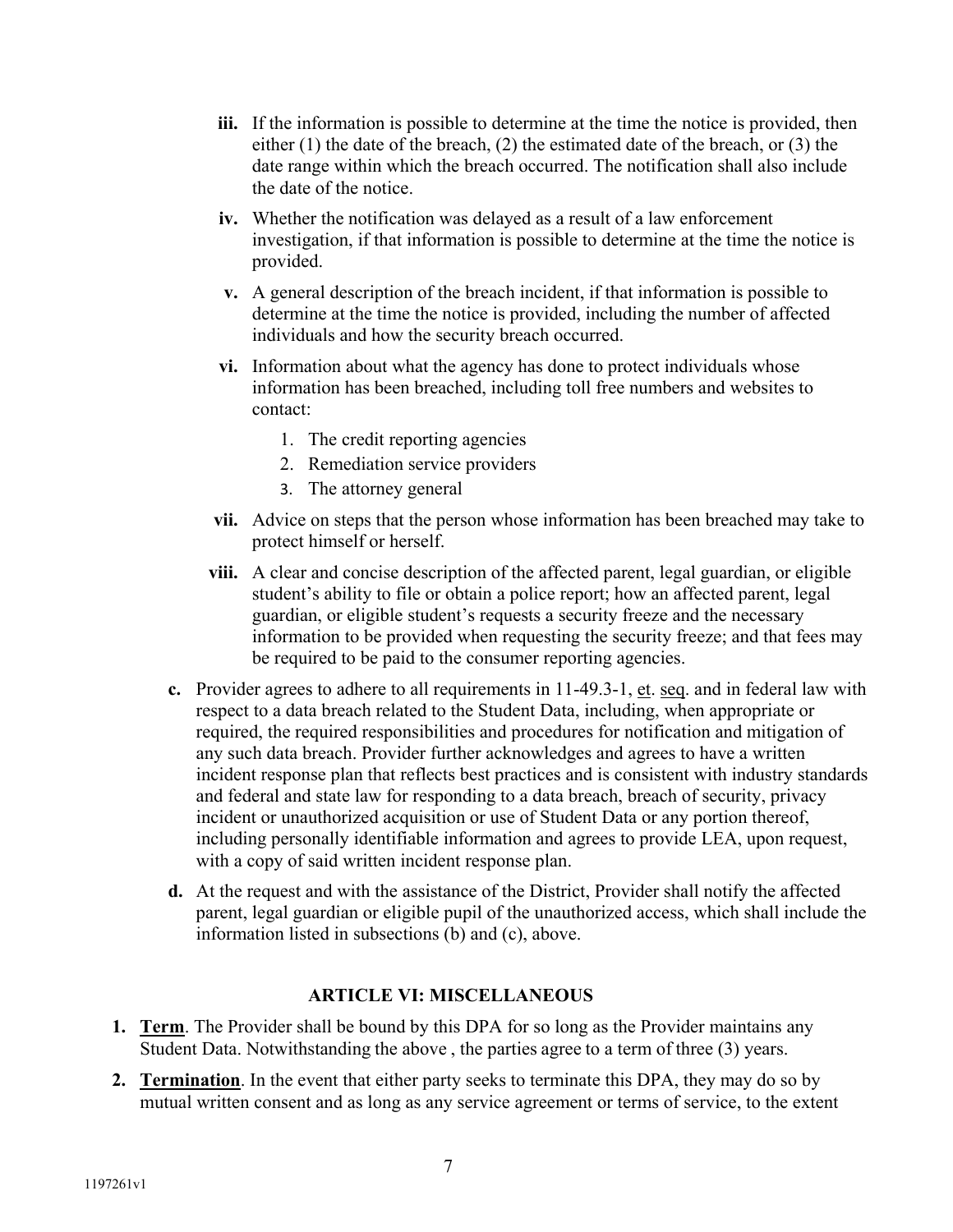- **iii.** If the information is possible to determine at the time the notice is provided, then either (1) the date of the breach, (2) the estimated date of the breach, or (3) the date range within which the breach occurred. The notification shall also include the date of the notice.
  - **iv.** Whether the notification was delayed as a result of a law enforcement investigation, if that information is possible to determine at the time the notice is provided.
  - **v.** A general description of the breach incident, if that information is possible to determine at the time the notice is provided, including the number of affected individuals and how the security breach occurred.
  - **vi.** Information about what the agency has done to protect individuals whose information has been breached, including toll free numbers and websites to contact:
    1. The credit reporting agencies
    2. Remediation service providers
    3. The attorney general
  - **vii.** Advice on steps that the person whose information has been breached may take to protect himself or herself.
  - **viii.** A clear and concise description of the affected parent, legal guardian, or eligible student's ability to file or obtain a police report; how an affected parent, legal guardian, or eligible student's requests a security freeze and the necessary information to be provided when requesting the security freeze; and that fees may be required to be paid to the consumer reporting agencies.

- **c.** Provider agrees to adhere to all requirements in 11-49.3-1, et. seq. and in federal law with respect to a data breach related to the Student Data, including, when appropriate or required, the required responsibilities and procedures for notification and mitigation of any such data breach. Provider further acknowledges and agrees to have a written incident response plan that reflects best practices and is consistent with industry standards and federal and state law for responding to a data breach, breach of security, privacy incident or unauthorized acquisition or use of Student Data or any portion thereof, including personally identifiable information and agrees to provide LEA, upon request, with a copy of said written incident response plan.
- **d.** At the request and with the assistance of the District, Provider shall notify the affected parent, legal guardian or eligible pupil of the unauthorized access, which shall include the information listed in subsections (b) and (c), above.

## ARTICLE VI: MISCELLANEOUS

1. **Term**. The Provider shall be bound by this DPA for so long as the Provider maintains any Student Data. Notwithstanding the above , the parties agree to a term of three (3) years.
2. **Termination**. In the event that either party seeks to terminate this DPA, they may do so by mutual written consent and as long as any service agreement or terms of service, to the extent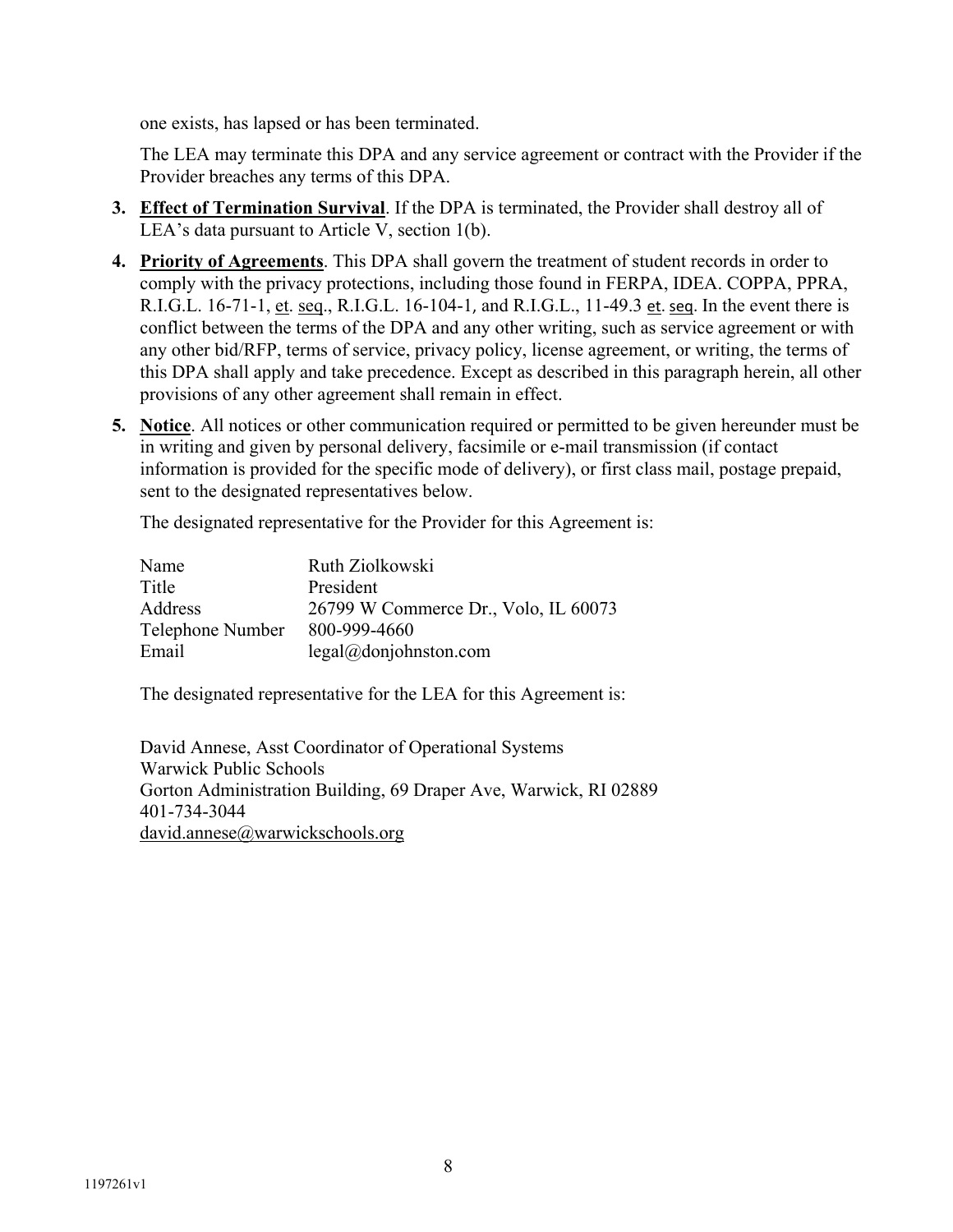one exists, has lapsed or has been terminated.

The LEA may terminate this DPA and any service agreement or contract with the Provider if the Provider breaches any terms of this DPA.

3. **Effect of Termination Survival**. If the DPA is terminated, the Provider shall destroy all of LEA's data pursuant to Article V, section 1(b).

4. **Priority of Agreements**. This DPA shall govern the treatment of student records in order to comply with the privacy protections, including those found in FERPA, IDEA. COPPA, PPRA, R.I.G.L. 16-71-1, et. seq., R.I.G.L. 16-104-1, and R.I.G.L., 11-49.3 et. seq. In the event there is conflict between the terms of the DPA and any other writing, such as service agreement or with any other bid/RFP, terms of service, privacy policy, license agreement, or writing, the terms of this DPA shall apply and take precedence. Except as described in this paragraph herein, all other provisions of any other agreement shall remain in effect.

5. **Notice**. All notices or other communication required or permitted to be given hereunder must be in writing and given by personal delivery, facsimile or e-mail transmission (if contact information is provided for the specific mode of delivery), or first class mail, postage prepaid, sent to the designated representatives below.

   The designated representative for the Provider for this Agreement is:

   | | |
   |---|---|
   | Name | Ruth Ziolkowski |
   | Title | President |
   | Address | 26799 W Commerce Dr., Volo, IL 60073 |
   | Telephone Number | 800-999-4660 |
   | Email | legal@donjohnston.com |

   The designated representative for the LEA for this Agreement is:

   David Annese, Asst Coordinator of Operational Systems
   Warwick Public Schools
   Gorton Administration Building, 69 Draper Ave, Warwick, RI 02889
   401-734-3044
   david.annese@warwickschools.org

1197261v1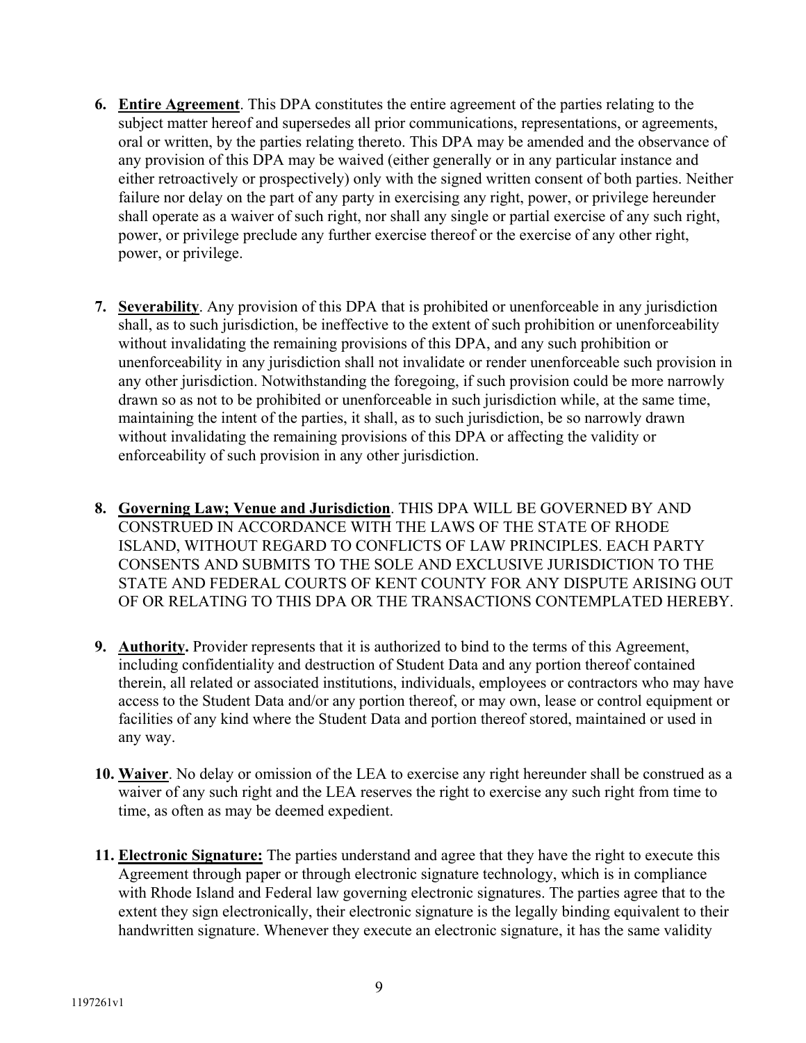6. **Entire Agreement**. This DPA constitutes the entire agreement of the parties relating to the subject matter hereof and supersedes all prior communications, representations, or agreements, oral or written, by the parties relating thereto. This DPA may be amended and the observance of any provision of this DPA may be waived (either generally or in any particular instance and either retroactively or prospectively) only with the signed written consent of both parties. Neither failure nor delay on the part of any party in exercising any right, power, or privilege hereunder shall operate as a waiver of such right, nor shall any single or partial exercise of any such right, power, or privilege preclude any further exercise thereof or the exercise of any other right, power, or privilege.

7. **Severability**. Any provision of this DPA that is prohibited or unenforceable in any jurisdiction shall, as to such jurisdiction, be ineffective to the extent of such prohibition or unenforceability without invalidating the remaining provisions of this DPA, and any such prohibition or unenforceability in any jurisdiction shall not invalidate or render unenforceable such provision in any other jurisdiction. Notwithstanding the foregoing, if such provision could be more narrowly drawn so as not to be prohibited or unenforceable in such jurisdiction while, at the same time, maintaining the intent of the parties, it shall, as to such jurisdiction, be so narrowly drawn without invalidating the remaining provisions of this DPA or affecting the validity or enforceability of such provision in any other jurisdiction.

8. **Governing Law; Venue and Jurisdiction**. THIS DPA WILL BE GOVERNED BY AND CONSTRUED IN ACCORDANCE WITH THE LAWS OF THE STATE OF RHODE ISLAND, WITHOUT REGARD TO CONFLICTS OF LAW PRINCIPLES. EACH PARTY CONSENTS AND SUBMITS TO THE SOLE AND EXCLUSIVE JURISDICTION TO THE STATE AND FEDERAL COURTS OF KENT COUNTY FOR ANY DISPUTE ARISING OUT OF OR RELATING TO THIS DPA OR THE TRANSACTIONS CONTEMPLATED HEREBY.

9. **Authority.** Provider represents that it is authorized to bind to the terms of this Agreement, including confidentiality and destruction of Student Data and any portion thereof contained therein, all related or associated institutions, individuals, employees or contractors who may have access to the Student Data and/or any portion thereof, or may own, lease or control equipment or facilities of any kind where the Student Data and portion thereof stored, maintained or used in any way.

10. **Waiver**. No delay or omission of the LEA to exercise any right hereunder shall be construed as a waiver of any such right and the LEA reserves the right to exercise any such right from time to time, as often as may be deemed expedient.

11. **Electronic Signature:** The parties understand and agree that they have the right to execute this Agreement through paper or through electronic signature technology, which is in compliance with Rhode Island and Federal law governing electronic signatures. The parties agree that to the extent they sign electronically, their electronic signature is the legally binding equivalent to their handwritten signature. Whenever they execute an electronic signature, it has the same validity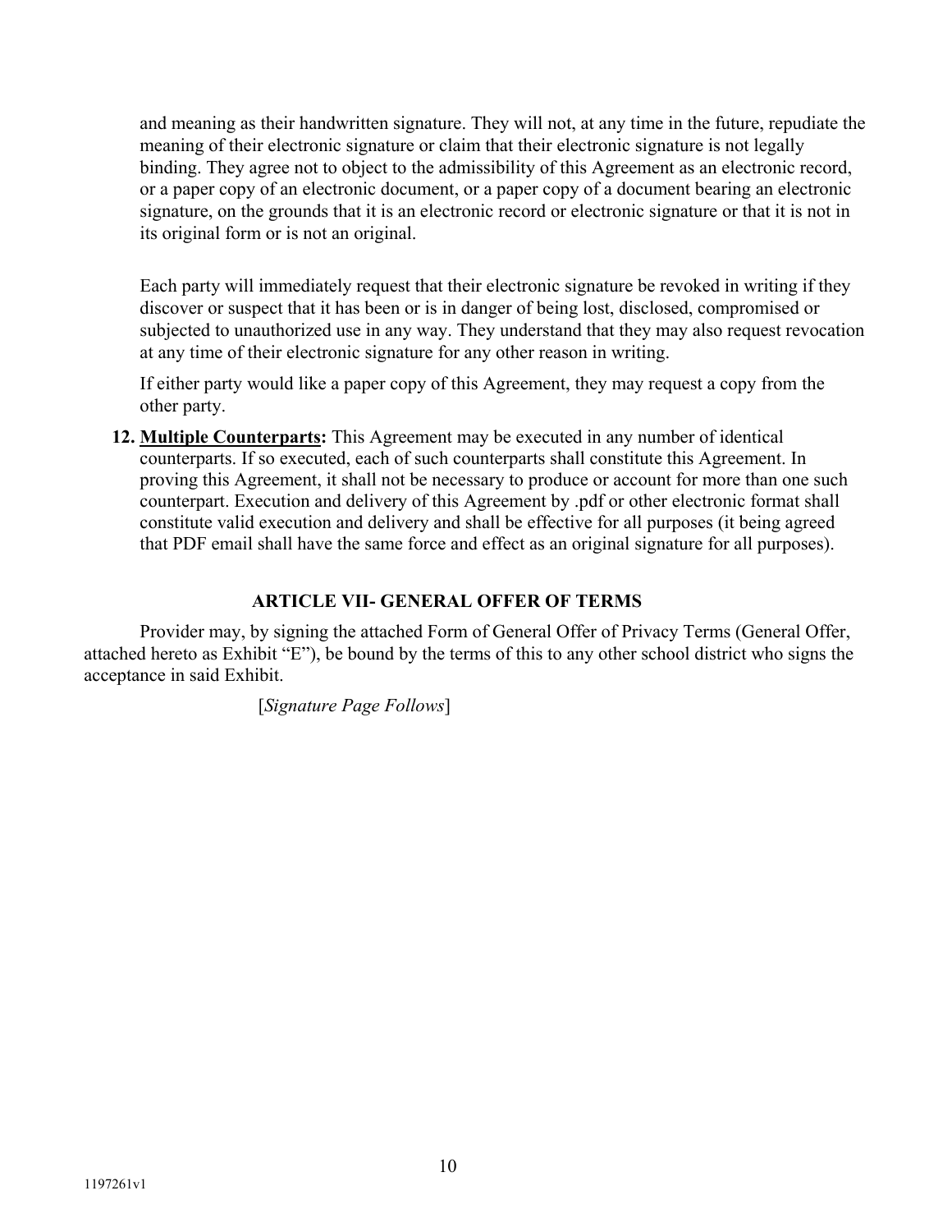and meaning as their handwritten signature. They will not, at any time in the future, repudiate the meaning of their electronic signature or claim that their electronic signature is not legally binding. They agree not to object to the admissibility of this Agreement as an electronic record, or a paper copy of an electronic document, or a paper copy of a document bearing an electronic signature, on the grounds that it is an electronic record or electronic signature or that it is not in its original form or is not an original.

Each party will immediately request that their electronic signature be revoked in writing if they discover or suspect that it has been or is in danger of being lost, disclosed, compromised or subjected to unauthorized use in any way. They understand that they may also request revocation at any time of their electronic signature for any other reason in writing.

If either party would like a paper copy of this Agreement, they may request a copy from the other party.

12. **Multiple Counterparts:** This Agreement may be executed in any number of identical counterparts. If so executed, each of such counterparts shall constitute this Agreement. In proving this Agreement, it shall not be necessary to produce or account for more than one such counterpart. Execution and delivery of this Agreement by .pdf or other electronic format shall constitute valid execution and delivery and shall be effective for all purposes (it being agreed that PDF email shall have the same force and effect as an original signature for all purposes).

## ARTICLE VII- GENERAL OFFER OF TERMS

Provider may, by signing the attached Form of General Offer of Privacy Terms (General Offer, attached hereto as Exhibit "E"), be bound by the terms of this to any other school district who signs the acceptance in said Exhibit.

[*Signature Page Follows*]

1197261v1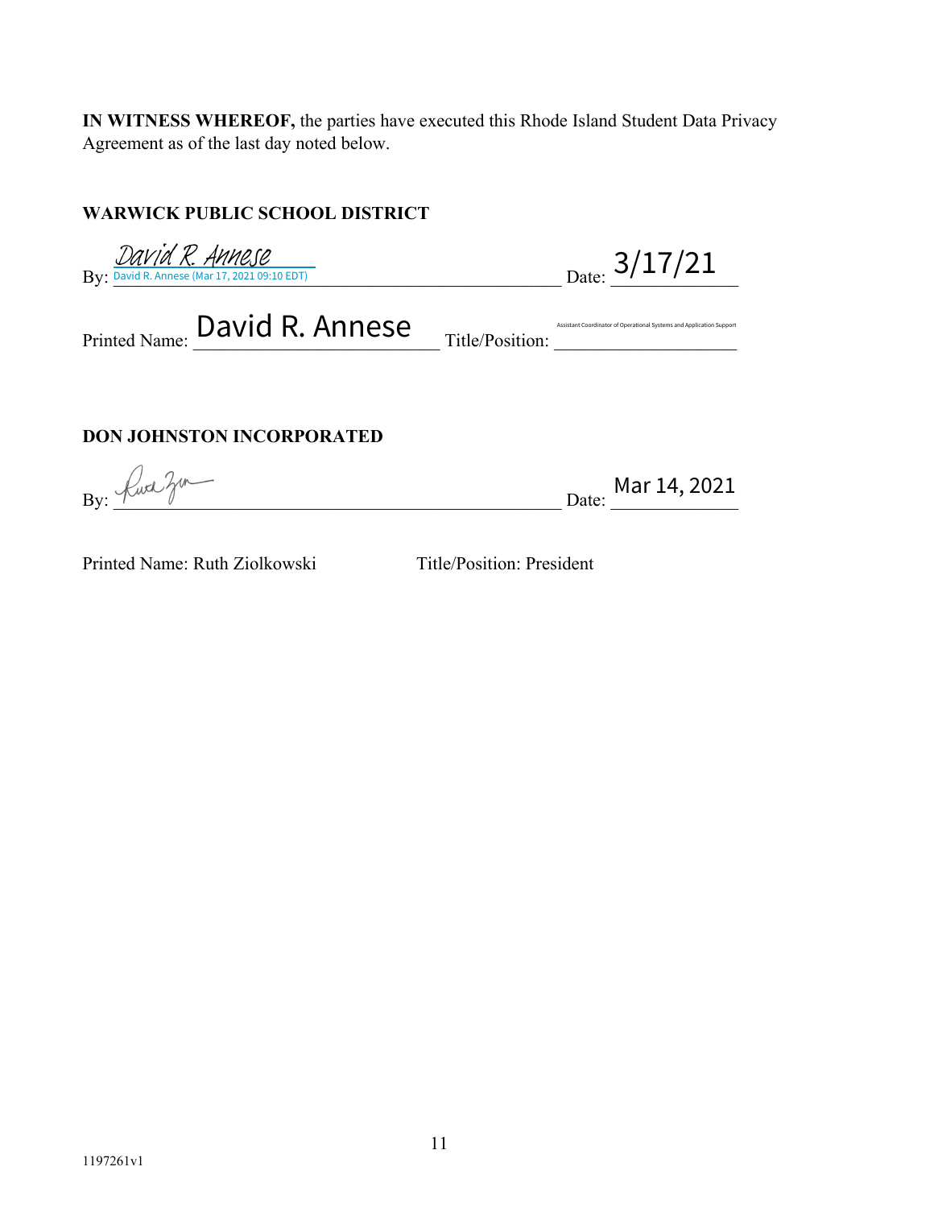**IN WITNESS WHEREOF,** the parties have executed this Rhode Island Student Data Privacy Agreement as of the last day noted below.

**WARWICK PUBLIC SCHOOL DISTRICT**

By: David R. Annese
David R. Annese (Mar 17, 2021 09:10 EDT)

Date: 3/17/21

Printed Name: David R. Annese

Title/Position: Assistant Coordinator of Operational Systems and Application Support

**DON JOHNSTON INCORPORATED**

By: Ruth Ziolkowski

Date: Mar 14, 2021

Printed Name: Ruth Ziolkowski

Title/Position: President

1197261v1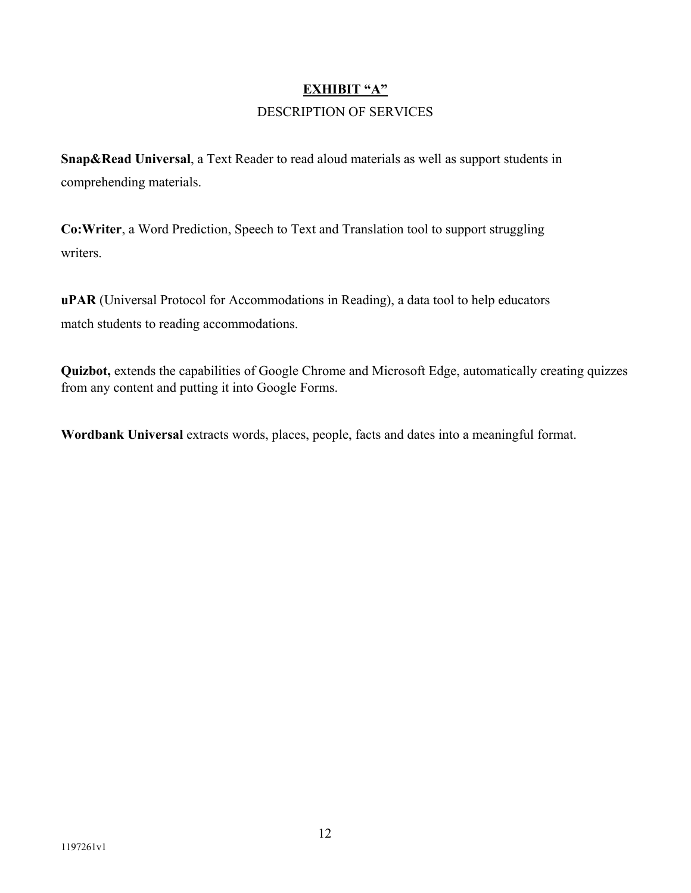## **EXHIBIT "A"**

DESCRIPTION OF SERVICES

**Snap&Read Universal**, a Text Reader to read aloud materials as well as support students in comprehending materials.

**Co:Writer**, a Word Prediction, Speech to Text and Translation tool to support struggling writers.

**uPAR** (Universal Protocol for Accommodations in Reading), a data tool to help educators match students to reading accommodations.

**Quizbot,** extends the capabilities of Google Chrome and Microsoft Edge, automatically creating quizzes from any content and putting it into Google Forms.

**Wordbank Universal** extracts words, places, people, facts and dates into a meaningful format.

1197261v1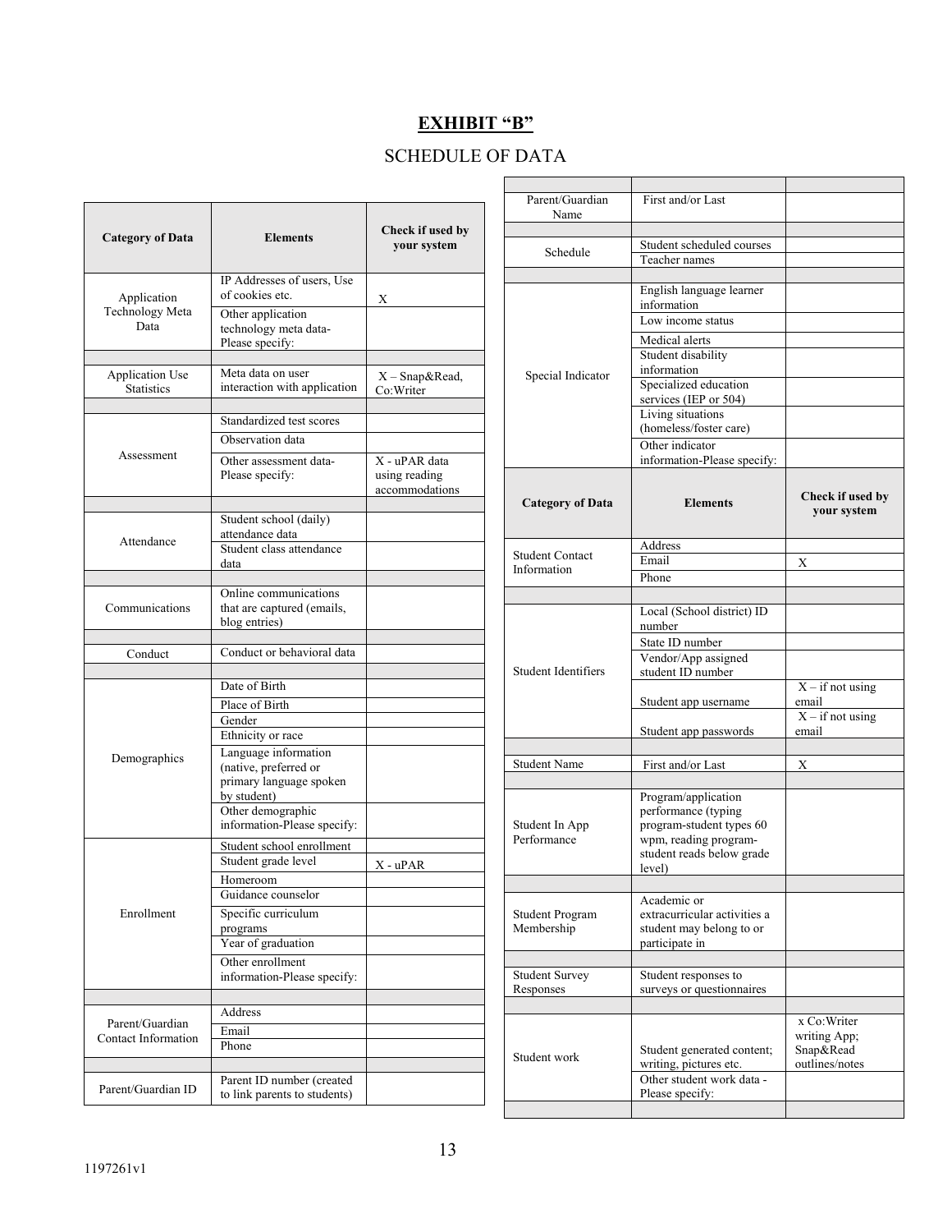## EXHIBIT "B"

SCHEDULE OF DATA

| Category of Data | Elements | Check if used by your system |
|---|---|---|
| Application Technology Meta Data | IP Addresses of users, Use of cookies etc. | X |
| | Other application technology meta data-Please specify: | |
| Application Use Statistics | Meta data on user interaction with application | X – Snap&Read, Co:Writer |
| Assessment | Standardized test scores | |
| | Observation data | |
| | Other assessment data-Please specify: | X - uPAR data using reading accommodations |
| Attendance | Student school (daily) attendance data | |
| | Student class attendance data | |
| Communications | Online communications that are captured (emails, blog entries) | |
| Conduct | Conduct or behavioral data | |
| Demographics | Date of Birth | |
| | Place of Birth | |
| | Gender | |
| | Ethnicity or race | |
| | Language information (native, preferred or primary language spoken by student) | |
| | Other demographic information-Please specify: | |
| Enrollment | Student school enrollment | |
| | Student grade level | X - uPAR |
| | Homeroom | |
| | Guidance counselor | |
| | Specific curriculum programs | |
| | Year of graduation | |
| | Other enrollment information-Please specify: | |
| Parent/Guardian Contact Information | Address | |
| | Email | |
| | Phone | |
| Parent/Guardian ID | Parent ID number (created to link parents to students) | |
| Parent/Guardian Name | First and/or Last | |
| Schedule | Student scheduled courses | |
| | Teacher names | |
| Special Indicator | English language learner information | |
| | Low income status | |
| | Medical alerts | |
| | Student disability information | |
| | Specialized education services (IEP or 504) | |
| | Living situations (homeless/foster care) | |
| | Other indicator information-Please specify: | |

| Category of Data | Elements | Check if used by your system |
|---|---|---|
| Student Contact Information | Address | |
| | Email | X |
| | Phone | |
| Student Identifiers | Local (School district) ID number | |
| | State ID number | |
| | Vendor/App assigned student ID number | |
| | Student app username | X – if not using email |
| | Student app passwords | X – if not using email |
| Student Name | First and/or Last | X |
| Student In App Performance | Program/application performance (typing program-student types 60 wpm, reading program-student reads below grade level) | |
| Student Program Membership | Academic or extracurricular activities a student may belong to or participate in | |
| Student Survey Responses | Student responses to surveys or questionnaires | |
| Student work | Student generated content; writing, pictures etc. | x Co:Writer writing App; Snap&Read outlines/notes |
| | Other student work data - Please specify: | |

1197261v1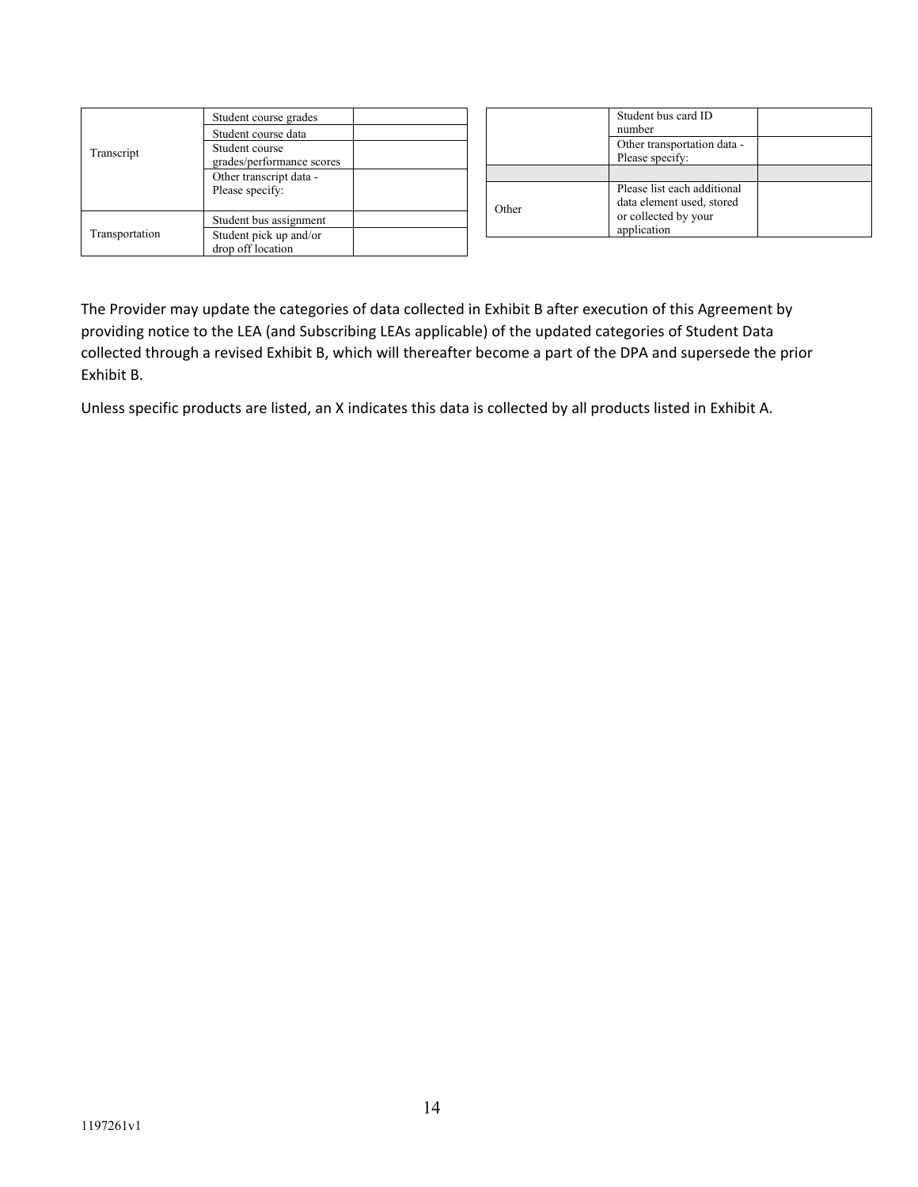| | | |
|---|---|---|
| Transcript | Student course grades | |
| | Student course data | |
| | Student course grades/performance scores | |
| | Other transcript data - Please specify: | |
| Transportation | Student bus assignment | |
| | Student pick up and/or drop off location | |
| | Student bus card ID number | |
| | Other transportation data - Please specify: | |
| | | |
| Other | Please list each additional data element used, stored or collected by your application | |

The Provider may update the categories of data collected in Exhibit B after execution of this Agreement by providing notice to the LEA (and Subscribing LEAs applicable) of the updated categories of Student Data collected through a revised Exhibit B, which will thereafter become a part of the DPA and supersede the prior Exhibit B.

Unless specific products are listed, an X indicates this data is collected by all products listed in Exhibit A.

1197261v1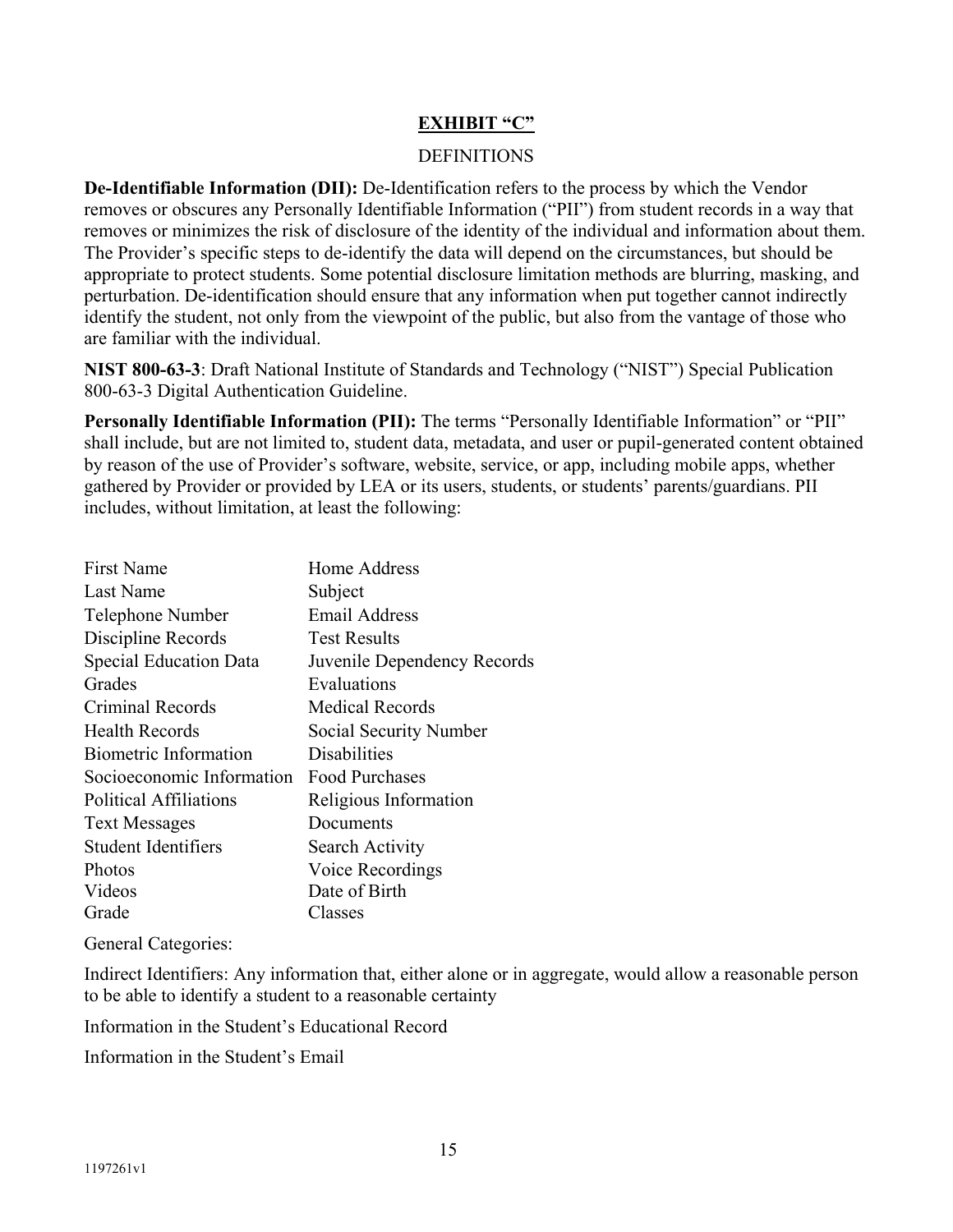## EXHIBIT "C"

DEFINITIONS

**De-Identifiable Information (DII):** De-Identification refers to the process by which the Vendor removes or obscures any Personally Identifiable Information ("PII") from student records in a way that removes or minimizes the risk of disclosure of the identity of the individual and information about them. The Provider's specific steps to de-identify the data will depend on the circumstances, but should be appropriate to protect students. Some potential disclosure limitation methods are blurring, masking, and perturbation. De-identification should ensure that any information when put together cannot indirectly identify the student, not only from the viewpoint of the public, but also from the vantage of those who are familiar with the individual.

**NIST 800-63-3**: Draft National Institute of Standards and Technology ("NIST") Special Publication 800-63-3 Digital Authentication Guideline.

**Personally Identifiable Information (PII):** The terms "Personally Identifiable Information" or "PII" shall include, but are not limited to, student data, metadata, and user or pupil-generated content obtained by reason of the use of Provider's software, website, service, or app, including mobile apps, whether gathered by Provider or provided by LEA or its users, students, or students' parents/guardians. PII includes, without limitation, at least the following:

| | |
|---|---|
| First Name | Home Address |
| Last Name | Subject |
| Telephone Number | Email Address |
| Discipline Records | Test Results |
| Special Education Data | Juvenile Dependency Records |
| Grades | Evaluations |
| Criminal Records | Medical Records |
| Health Records | Social Security Number |
| Biometric Information | Disabilities |
| Socioeconomic Information | Food Purchases |
| Political Affiliations | Religious Information |
| Text Messages | Documents |
| Student Identifiers | Search Activity |
| Photos | Voice Recordings |
| Videos | Date of Birth |
| Grade | Classes |

General Categories:

Indirect Identifiers: Any information that, either alone or in aggregate, would allow a reasonable person to be able to identify a student to a reasonable certainty

Information in the Student's Educational Record

Information in the Student's Email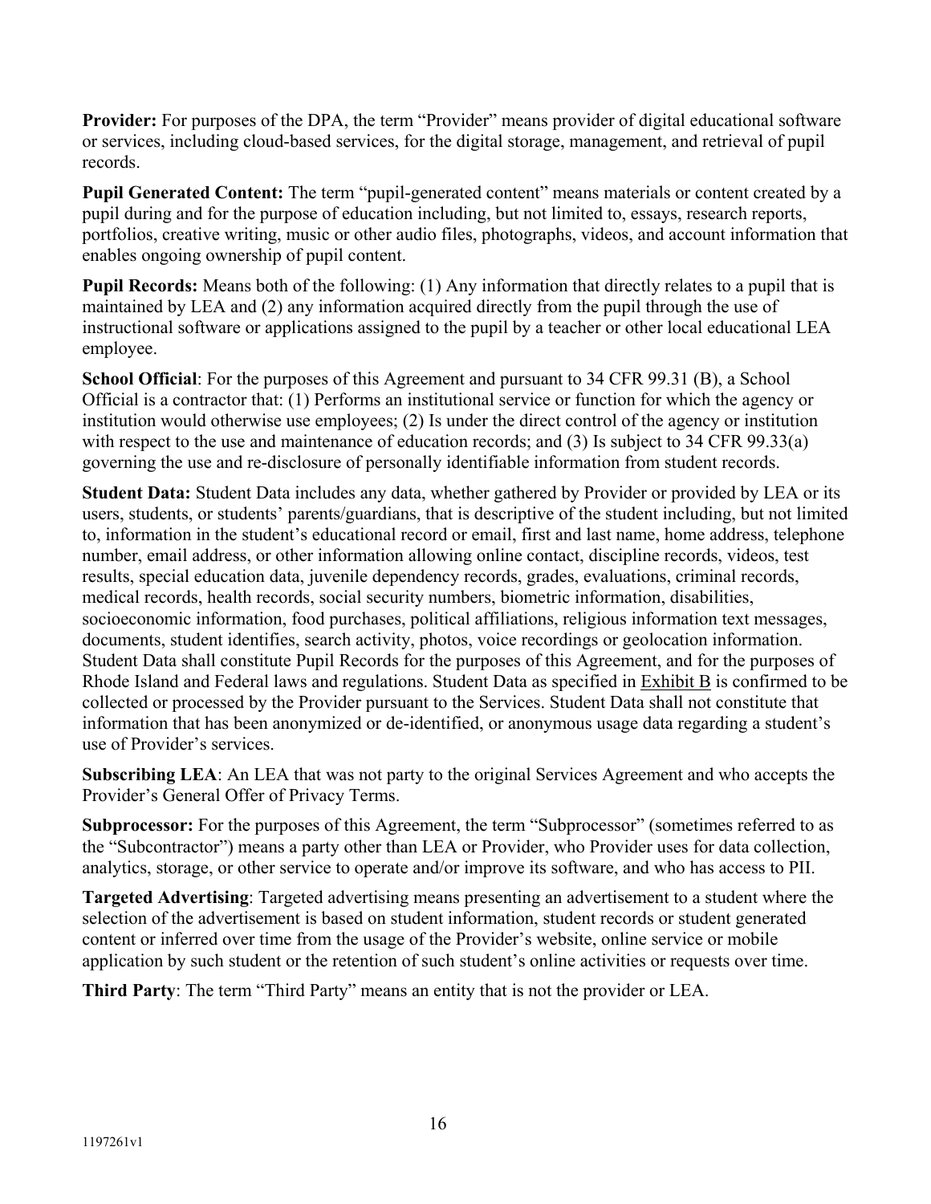**Provider:** For purposes of the DPA, the term "Provider" means provider of digital educational software or services, including cloud-based services, for the digital storage, management, and retrieval of pupil records.

**Pupil Generated Content:** The term "pupil-generated content" means materials or content created by a pupil during and for the purpose of education including, but not limited to, essays, research reports, portfolios, creative writing, music or other audio files, photographs, videos, and account information that enables ongoing ownership of pupil content.

**Pupil Records:** Means both of the following: (1) Any information that directly relates to a pupil that is maintained by LEA and (2) any information acquired directly from the pupil through the use of instructional software or applications assigned to the pupil by a teacher or other local educational LEA employee.

**School Official**: For the purposes of this Agreement and pursuant to 34 CFR 99.31 (B), a School Official is a contractor that: (1) Performs an institutional service or function for which the agency or institution would otherwise use employees; (2) Is under the direct control of the agency or institution with respect to the use and maintenance of education records; and (3) Is subject to 34 CFR 99.33(a) governing the use and re-disclosure of personally identifiable information from student records.

**Student Data:** Student Data includes any data, whether gathered by Provider or provided by LEA or its users, students, or students' parents/guardians, that is descriptive of the student including, but not limited to, information in the student's educational record or email, first and last name, home address, telephone number, email address, or other information allowing online contact, discipline records, videos, test results, special education data, juvenile dependency records, grades, evaluations, criminal records, medical records, health records, social security numbers, biometric information, disabilities, socioeconomic information, food purchases, political affiliations, religious information text messages, documents, student identifies, search activity, photos, voice recordings or geolocation information. Student Data shall constitute Pupil Records for the purposes of this Agreement, and for the purposes of Rhode Island and Federal laws and regulations. Student Data as specified in Exhibit B is confirmed to be collected or processed by the Provider pursuant to the Services. Student Data shall not constitute that information that has been anonymized or de-identified, or anonymous usage data regarding a student's use of Provider's services.

**Subscribing LEA**: An LEA that was not party to the original Services Agreement and who accepts the Provider's General Offer of Privacy Terms.

**Subprocessor:** For the purposes of this Agreement, the term "Subprocessor" (sometimes referred to as the "Subcontractor") means a party other than LEA or Provider, who Provider uses for data collection, analytics, storage, or other service to operate and/or improve its software, and who has access to PII.

**Targeted Advertising**: Targeted advertising means presenting an advertisement to a student where the selection of the advertisement is based on student information, student records or student generated content or inferred over time from the usage of the Provider's website, online service or mobile application by such student or the retention of such student's online activities or requests over time.

**Third Party**: The term "Third Party" means an entity that is not the provider or LEA.

1197261v1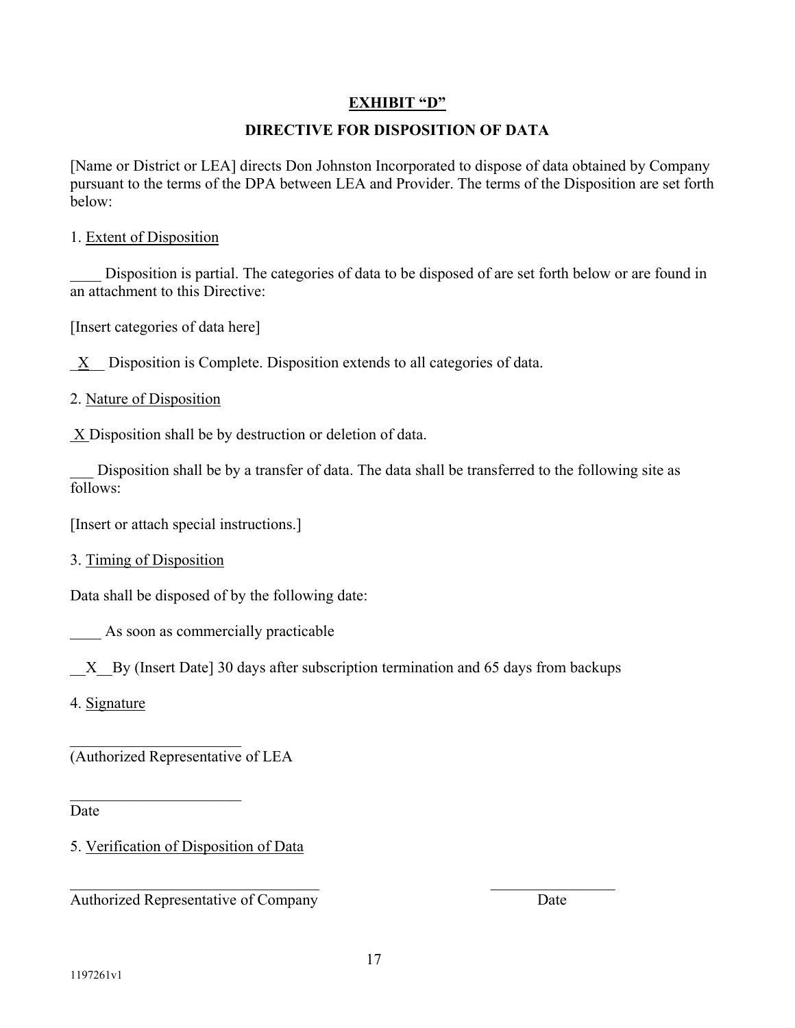## EXHIBIT "D"

## DIRECTIVE FOR DISPOSITION OF DATA

[Name or District or LEA] directs Don Johnston Incorporated to dispose of data obtained by Company pursuant to the terms of the DPA between LEA and Provider. The terms of the Disposition are set forth below:

1. Extent of Disposition

____ Disposition is partial. The categories of data to be disposed of are set forth below or are found in an attachment to this Directive:

[Insert categories of data here]

_X__ Disposition is Complete. Disposition extends to all categories of data.

2. Nature of Disposition

_X Disposition shall be by destruction or deletion of data.

___ Disposition shall be by a transfer of data. The data shall be transferred to the following site as follows:

[Insert or attach special instructions.]

3. Timing of Disposition

Data shall be disposed of by the following date:

____ As soon as commercially practicable

__X__ By (Insert Date] 30 days after subscription termination and 65 days from backups

4. Signature

______________________
(Authorized Representative of LEA

______________________
Date

5. Verification of Disposition of Data

________________________________ ________________
Authorized Representative of Company Date

1197261v1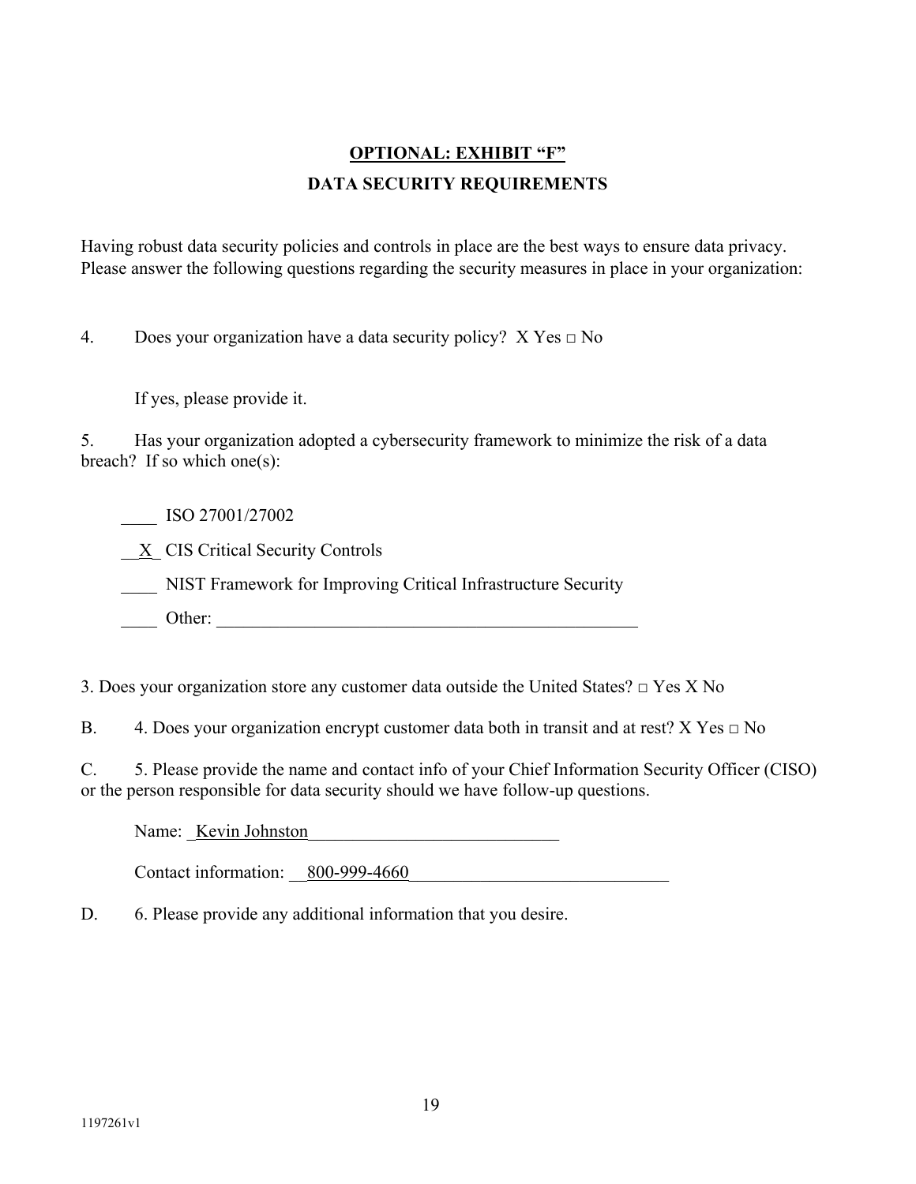**OPTIONAL: EXHIBIT "F"**

**DATA SECURITY REQUIREMENTS**

Having robust data security policies and controls in place are the best ways to ensure data privacy. Please answer the following questions regarding the security measures in place in your organization:

4. Does your organization have a data security policy? X Yes □ No

   If yes, please provide it.

5. Has your organization adopted a cybersecurity framework to minimize the risk of a data breach? If so which one(s):

   ____ ISO 27001/27002

   __X_ CIS Critical Security Controls

   ____ NIST Framework for Improving Critical Infrastructure Security

   ____ Other: ____________________________________________________

3. Does your organization store any customer data outside the United States? □ Yes X No

B. 4. Does your organization encrypt customer data both in transit and at rest? X Yes □ No

C. 5. Please provide the name and contact info of your Chief Information Security Officer (CISO) or the person responsible for data security should we have follow-up questions.

   Name: _Kevin Johnston____________________________

   Contact information: __800-999-4660______________________________

D. 6. Please provide any additional information that you desire.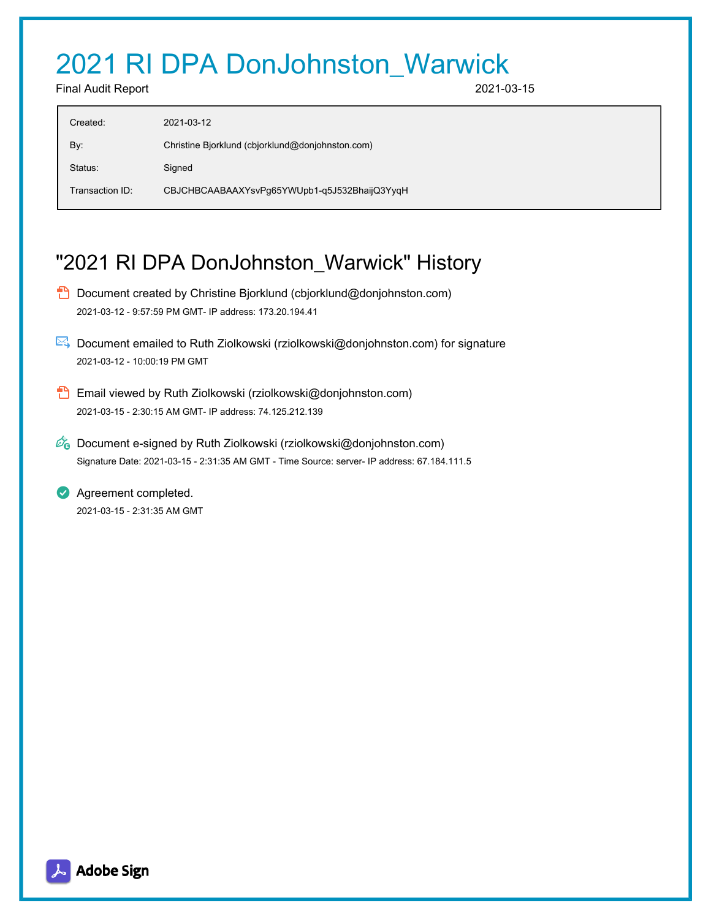# 2021 RI DPA DonJohnston_Warwick

Final Audit Report 2021-03-15

| | |
|---|---|
| Created: | 2021-03-12 |
| By: | Christine Bjorklund (cbjorklund@donjohnston.com) |
| Status: | Signed |
| Transaction ID: | CBJCHBCAABAAXYsvPg65YWUpb1-q5J532BhaijQ3YyqH |

## "2021 RI DPA DonJohnston_Warwick" History

- Document created by Christine Bjorklund (cbjorklund@donjohnston.com)
  2021-03-12 - 9:57:59 PM GMT- IP address: 173.20.194.41

- Document emailed to Ruth Ziolkowski (rziolkowski@donjohnston.com) for signature
  2021-03-12 - 10:00:19 PM GMT

- Email viewed by Ruth Ziolkowski (rziolkowski@donjohnston.com)
  2021-03-15 - 2:30:15 AM GMT- IP address: 74.125.212.139

- Document e-signed by Ruth Ziolkowski (rziolkowski@donjohnston.com)
  Signature Date: 2021-03-15 - 2:31:35 AM GMT - Time Source: server- IP address: 67.184.111.5

- Agreement completed.
  2021-03-15 - 2:31:35 AM GMT

Adobe Sign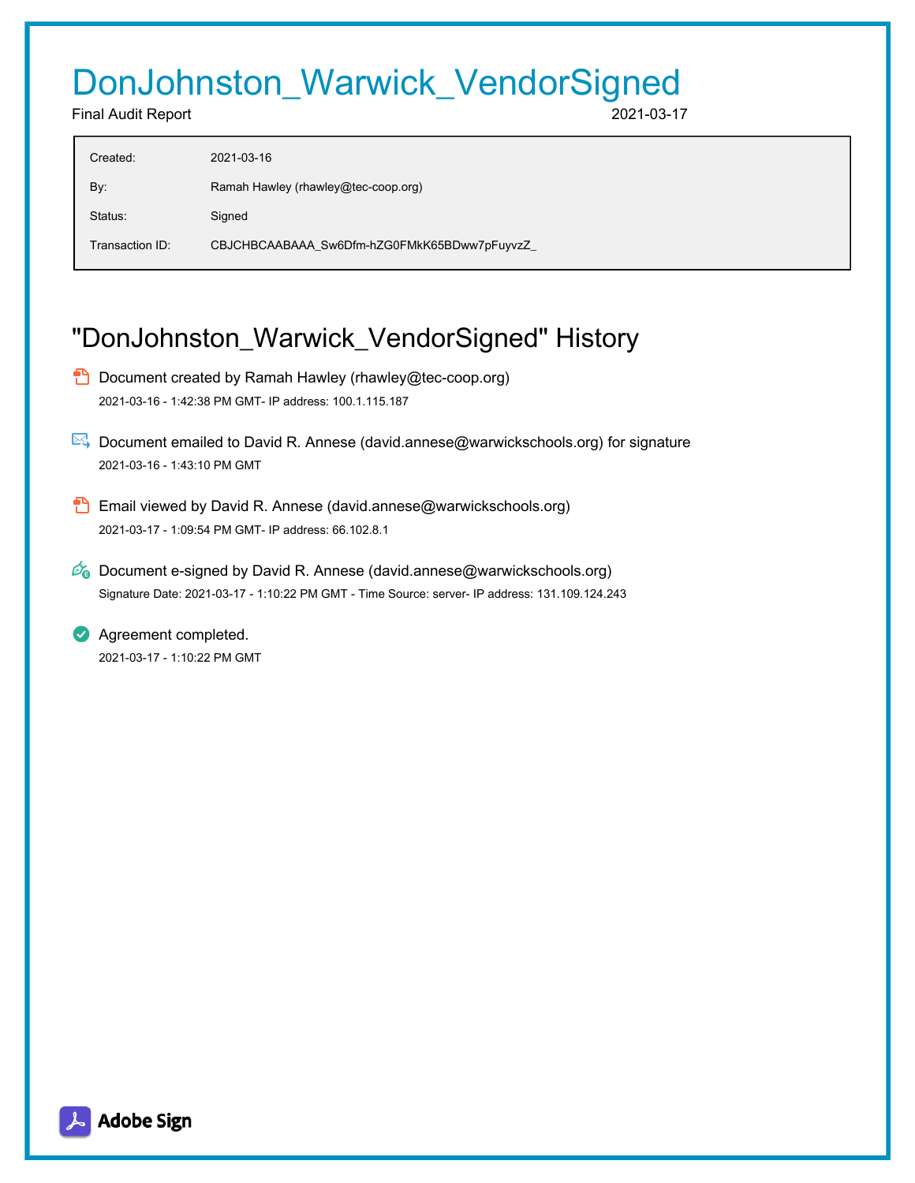# DonJohnston_Warwick_VendorSigned

Final Audit Report 2021-03-17

| | |
|---|---|
| Created: | 2021-03-16 |
| By: | Ramah Hawley (rhawley@tec-coop.org) |
| Status: | Signed |
| Transaction ID: | CBJCHBCAABAAA_Sw6Dfm-hZG0FMkK65BDww7pFuyvzZ_ |

## "DonJohnston_Warwick_VendorSigned" History

- Document created by Ramah Hawley (rhawley@tec-coop.org)
  2021-03-16 - 1:42:38 PM GMT- IP address: 100.1.115.187

- Document emailed to David R. Annese (david.annese@warwickschools.org) for signature
  2021-03-16 - 1:43:10 PM GMT

- Email viewed by David R. Annese (david.annese@warwickschools.org)
  2021-03-17 - 1:09:54 PM GMT- IP address: 66.102.8.1

- Document e-signed by David R. Annese (david.annese@warwickschools.org)
  Signature Date: 2021-03-17 - 1:10:22 PM GMT - Time Source: server- IP address: 131.109.124.243

- Agreement completed.
  2021-03-17 - 1:10:22 PM GMT

Adobe Sign